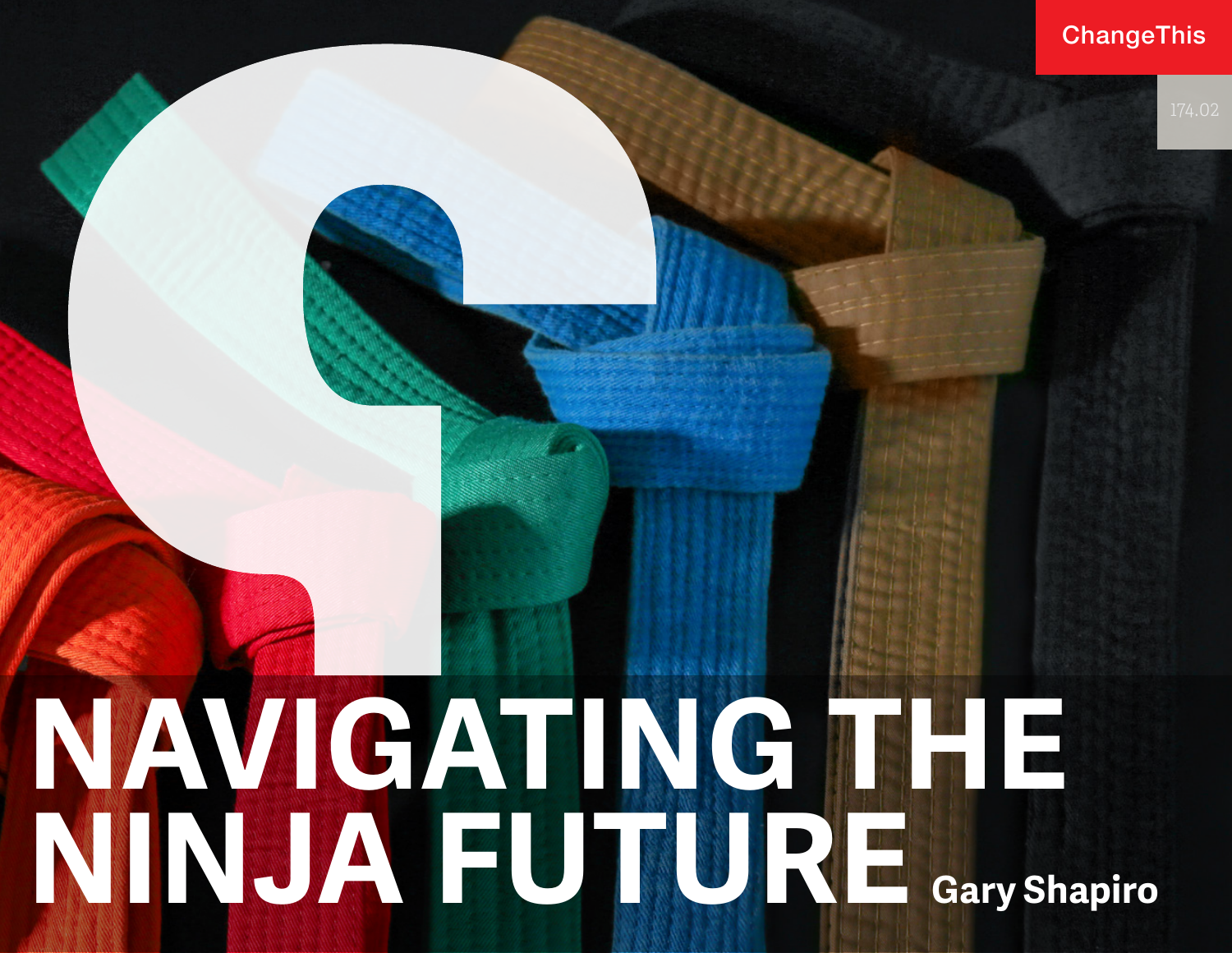ChangeThis

174.02

# NAVIGATING THE NINJA FUTURE

Gary Shapiro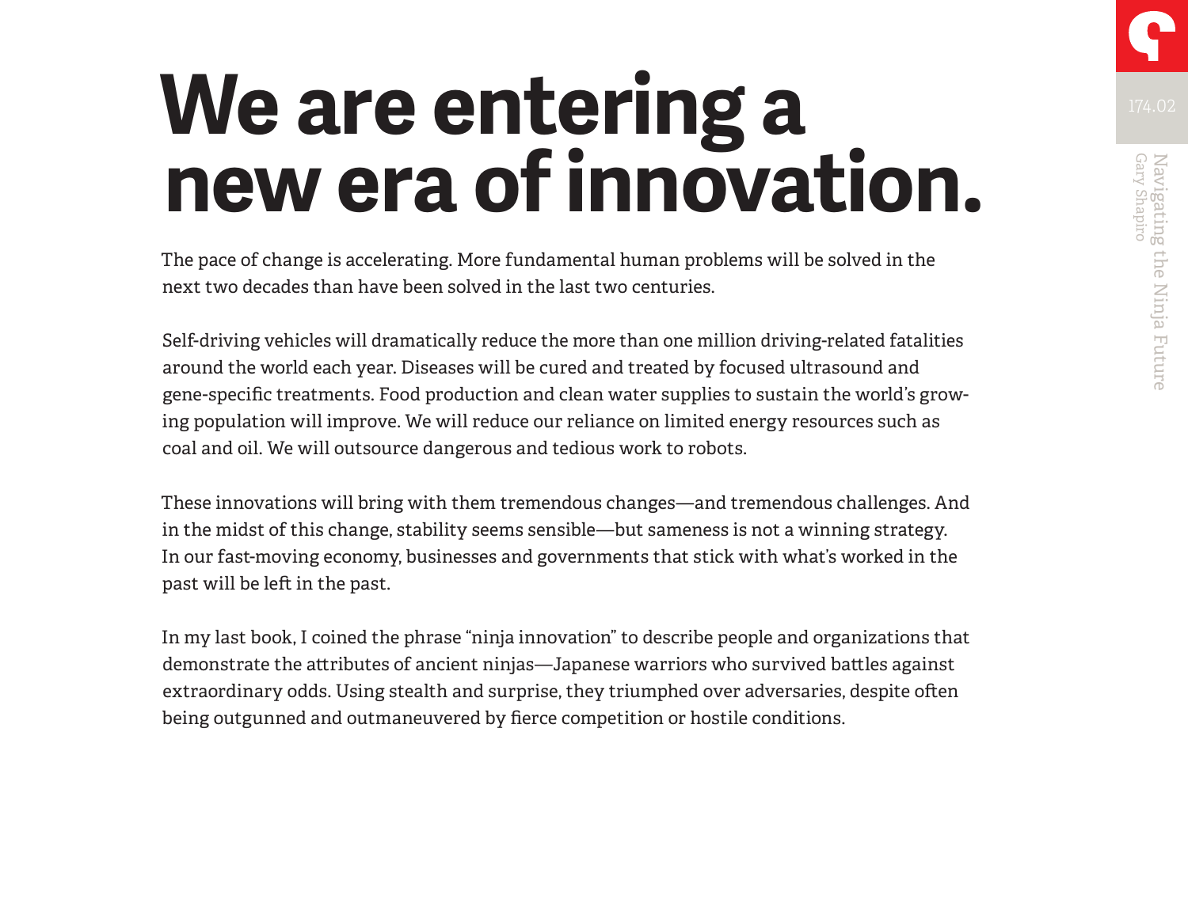# We are entering a new era of innovation.

The pace of change is accelerating. More fundamental human problems will be solved in the next two decades than have been solved in the last two centuries.

Self-driving vehicles will dramatically reduce the more than one million driving-related fatalities around the world each year. Diseases will be cured and treated by focused ultrasound and gene-specific treatments. Food production and clean water supplies to sustain the world's growing population will improve. We will reduce our reliance on limited energy resources such as coal and oil. We will outsource dangerous and tedious work to robots.

These innovations will bring with them tremendous changes—and tremendous challenges. And in the midst of this change, stability seems sensible—but sameness is not a winning strategy. In our fast-moving economy, businesses and governments that stick with what's worked in the past will be left in the past.

In my last book, I coined the phrase "ninja innovation" to describe people and organizations that demonstrate the attributes of ancient ninjas—Japanese warriors who survived battles against extraordinary odds. Using stealth and surprise, they triumphed over adversaries, despite often being outgunned and outmaneuvered by fierce competition or hostile conditions.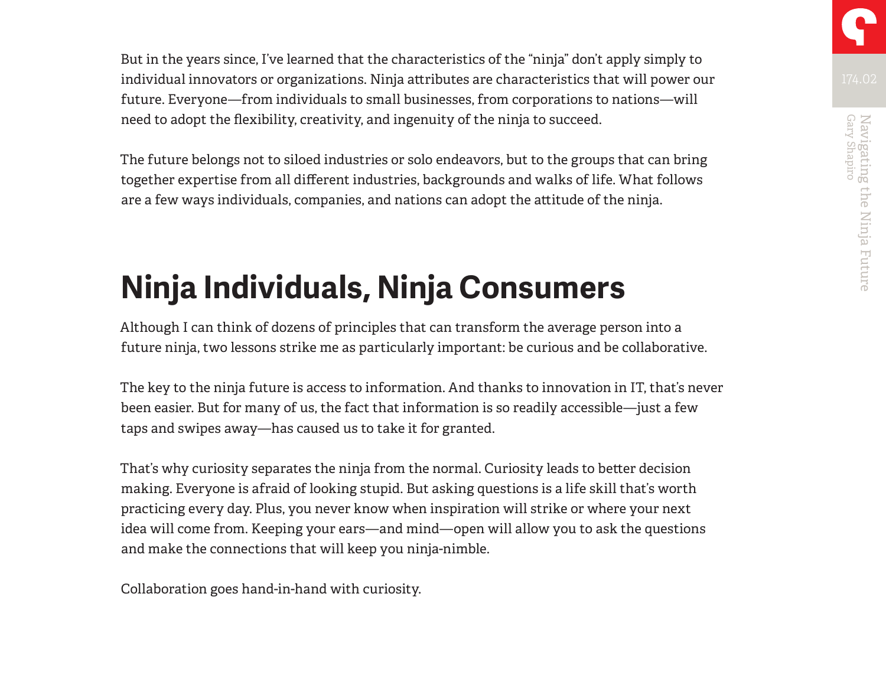But in the years since, I've learned that the characteristics of the "ninja" don't apply simply to individual innovators or organizations. Ninja attributes are characteristics that will power our future. Everyone—from individuals to small businesses, from corporations to nations—will need to adopt the flexibility, creativity, and ingenuity of the ninja to succeed.

The future belongs not to siloed industries or solo endeavors, but to the groups that can bring together expertise from all different industries, backgrounds and walks of life. What follows are a few ways individuals, companies, and nations can adopt the attitude of the ninja.

## Ninja Individuals, Ninja Consumers

Although I can think of dozens of principles that can transform the average person into a future ninja, two lessons strike me as particularly important: be curious and be collaborative.

The key to the ninja future is access to information. And thanks to innovation in IT, that's never been easier. But for many of us, the fact that information is so readily accessible—just a few taps and swipes away—has caused us to take it for granted.

That's why curiosity separates the ninja from the normal. Curiosity leads to better decision making. Everyone is afraid of looking stupid. But asking questions is a life skill that's worth practicing every day. Plus, you never know when inspiration will strike or where your next idea will come from. Keeping your ears—and mind—open will allow you to ask the questions and make the connections that will keep you ninja-nimble.

Collaboration goes hand-in-hand with curiosity.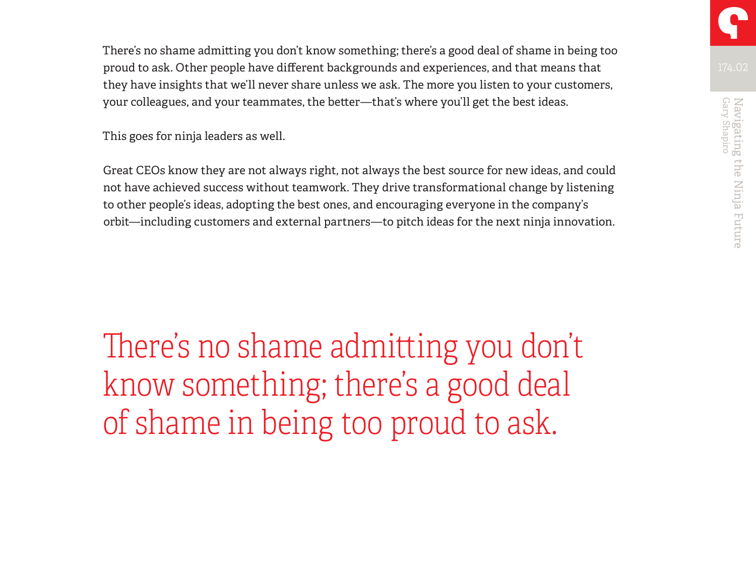There's no shame admitting you don't know something; there's a good deal of shame in being too proud to ask. Other people have different backgrounds and experiences, and that means that they have insights that we'll never share unless we ask. The more you listen to your customers, your colleagues, and your teammates, the better—that's where you'll get the best ideas.

This goes for ninja leaders as well.

Great CEOs know they are not always right, not always the best source for new ideas, and could not have achieved success without teamwork. They drive transformational change by listening to other people's ideas, adopting the best ones, and encouraging everyone in the company's orbit—including customers and external partners—to pitch ideas for the next ninja innovation.

> There's no shame admitting you don't know something; there's a good deal of shame in being too proud to ask.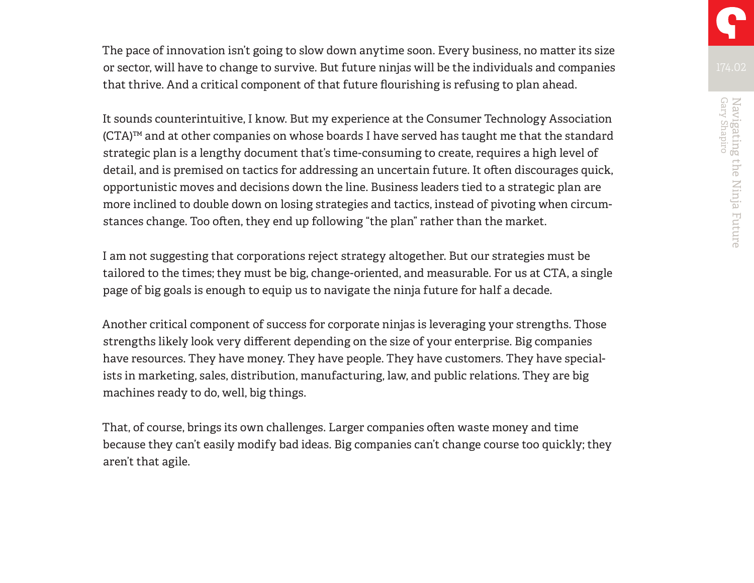The pace of innovation isn't going to slow down anytime soon. Every business, no matter its size or sector, will have to change to survive. But future ninjas will be the individuals and companies that thrive. And a critical component of that future flourishing is refusing to plan ahead.

It sounds counterintuitive, I know. But my experience at the Consumer Technology Association (CTA)™ and at other companies on whose boards I have served has taught me that the standard strategic plan is a lengthy document that's time-consuming to create, requires a high level of detail, and is premised on tactics for addressing an uncertain future. It often discourages quick, opportunistic moves and decisions down the line. Business leaders tied to a strategic plan are more inclined to double down on losing strategies and tactics, instead of pivoting when circumstances change. Too often, they end up following "the plan" rather than the market.

I am not suggesting that corporations reject strategy altogether. But our strategies must be tailored to the times; they must be big, change-oriented, and measurable. For us at CTA, a single page of big goals is enough to equip us to navigate the ninja future for half a decade.

Another critical component of success for corporate ninjas is leveraging your strengths. Those strengths likely look very different depending on the size of your enterprise. Big companies have resources. They have money. They have people. They have customers. They have specialists in marketing, sales, distribution, manufacturing, law, and public relations. They are big machines ready to do, well, big things.

That, of course, brings its own challenges. Larger companies often waste money and time because they can't easily modify bad ideas. Big companies can't change course too quickly; they aren't that agile.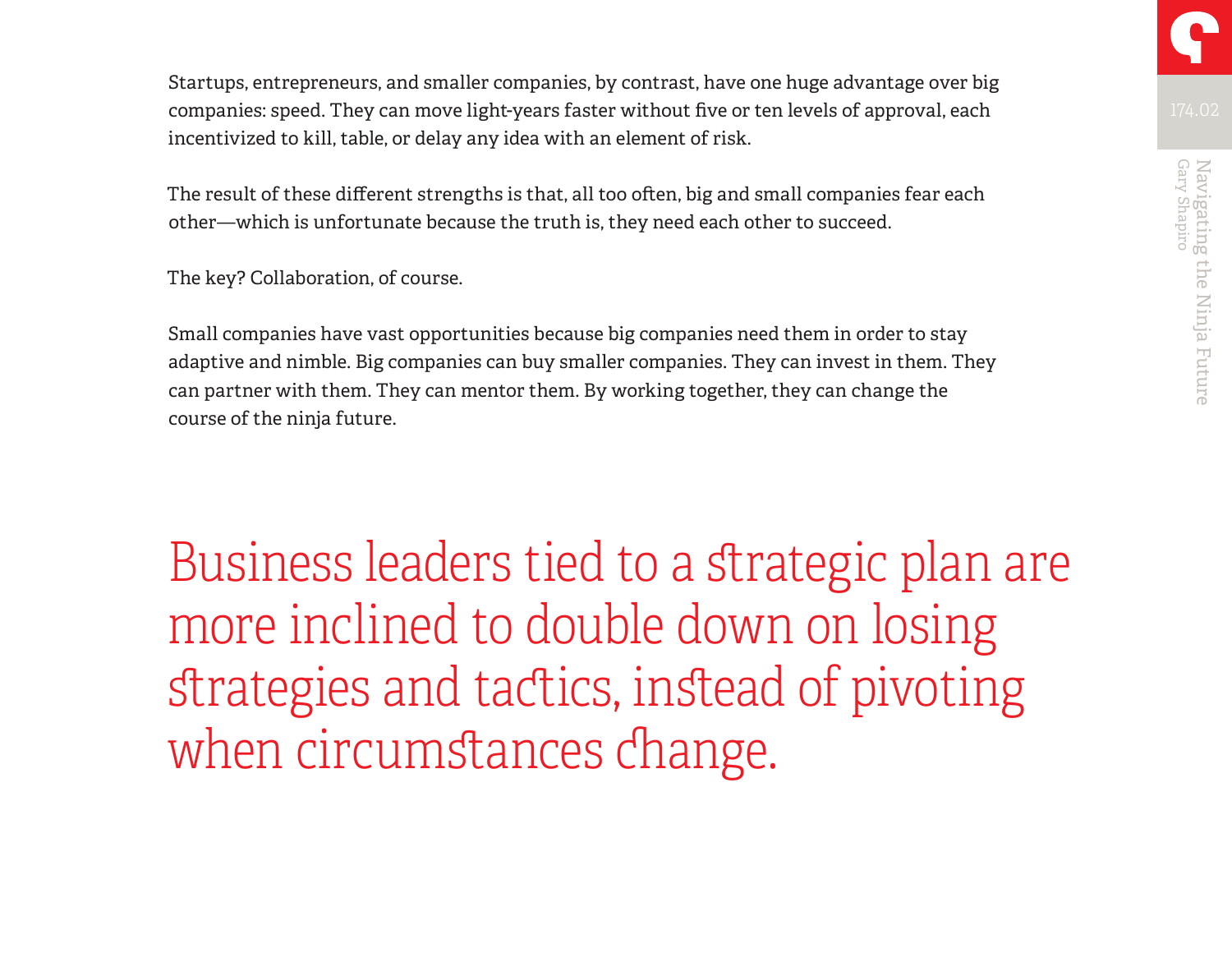Startups, entrepreneurs, and smaller companies, by contrast, have one huge advantage over big companies: speed. They can move light-years faster without five or ten levels of approval, each incentivized to kill, table, or delay any idea with an element of risk.

The result of these different strengths is that, all too often, big and small companies fear each other—which is unfortunate because the truth is, they need each other to succeed.

The key? Collaboration, of course.

Small companies have vast opportunities because big companies need them in order to stay adaptive and nimble. Big companies can buy smaller companies. They can invest in them. They can partner with them. They can mentor them. By working together, they can change the course of the ninja future.

> Business leaders tied to a strategic plan are more inclined to double down on losing strategies and tactics, instead of pivoting when circumstances change.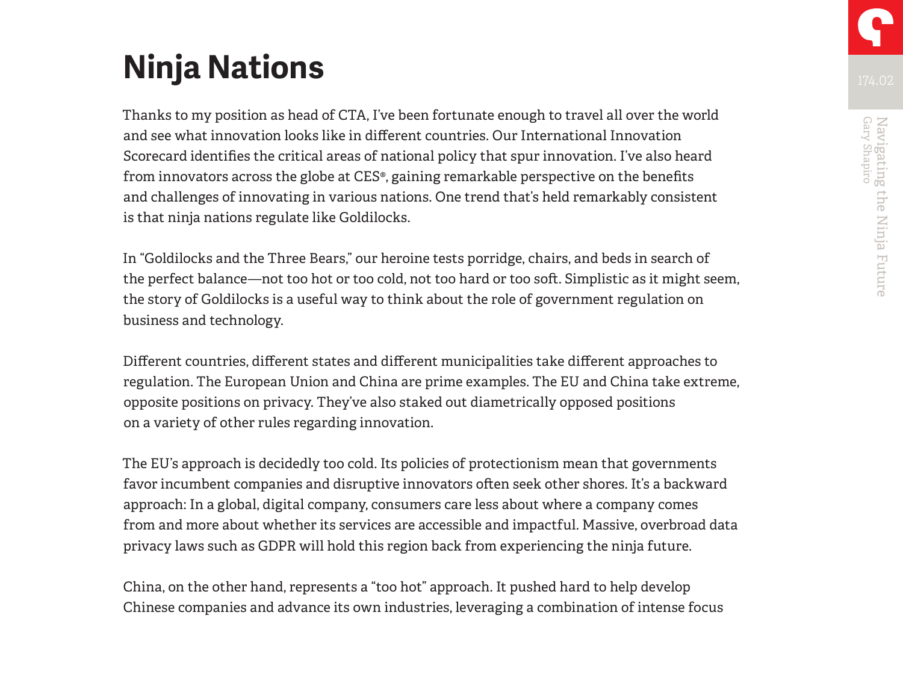# Ninja Nations

Thanks to my position as head of CTA, I've been fortunate enough to travel all over the world and see what innovation looks like in different countries. Our International Innovation Scorecard identifies the critical areas of national policy that spur innovation. I've also heard from innovators across the globe at CES®, gaining remarkable perspective on the benefits and challenges of innovating in various nations. One trend that's held remarkably consistent is that ninja nations regulate like Goldilocks.

In "Goldilocks and the Three Bears," our heroine tests porridge, chairs, and beds in search of the perfect balance—not too hot or too cold, not too hard or too soft. Simplistic as it might seem, the story of Goldilocks is a useful way to think about the role of government regulation on business and technology.

Different countries, different states and different municipalities take different approaches to regulation. The European Union and China are prime examples. The EU and China take extreme, opposite positions on privacy. They've also staked out diametrically opposed positions on a variety of other rules regarding innovation.

The EU's approach is decidedly too cold. Its policies of protectionism mean that governments favor incumbent companies and disruptive innovators often seek other shores. It's a backward approach: In a global, digital company, consumers care less about where a company comes from and more about whether its services are accessible and impactful. Massive, overbroad data privacy laws such as GDPR will hold this region back from experiencing the ninja future.

China, on the other hand, represents a "too hot" approach. It pushed hard to help develop Chinese companies and advance its own industries, leveraging a combination of intense focus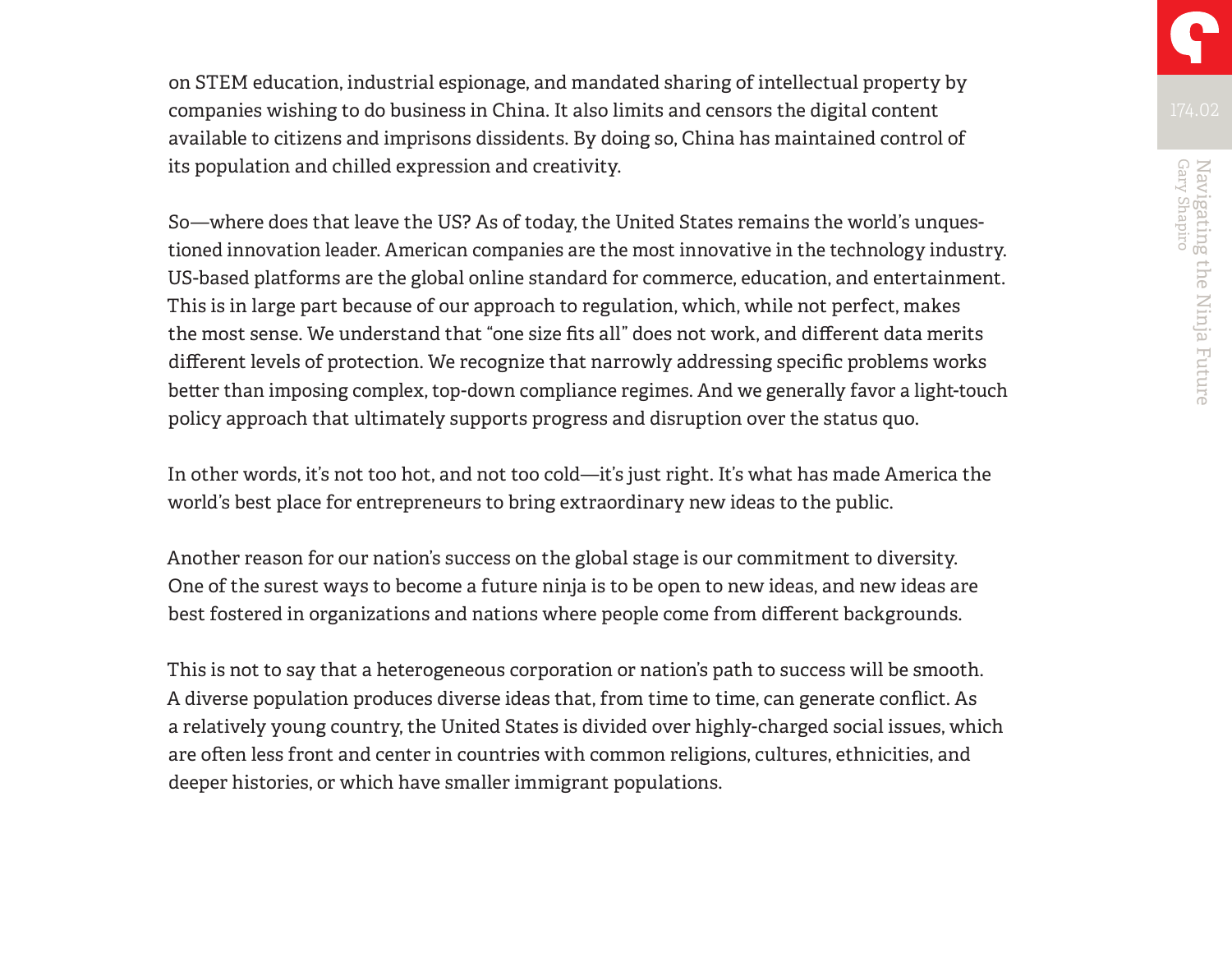on STEM education, industrial espionage, and mandated sharing of intellectual property by companies wishing to do business in China. It also limits and censors the digital content available to citizens and imprisons dissidents. By doing so, China has maintained control of its population and chilled expression and creativity.

So—where does that leave the US? As of today, the United States remains the world's unquestioned innovation leader. American companies are the most innovative in the technology industry. US-based platforms are the global online standard for commerce, education, and entertainment. This is in large part because of our approach to regulation, which, while not perfect, makes the most sense. We understand that "one size fits all" does not work, and different data merits different levels of protection. We recognize that narrowly addressing specific problems works better than imposing complex, top-down compliance regimes. And we generally favor a light-touch policy approach that ultimately supports progress and disruption over the status quo.

In other words, it's not too hot, and not too cold—it's just right. It's what has made America the world's best place for entrepreneurs to bring extraordinary new ideas to the public.

Another reason for our nation's success on the global stage is our commitment to diversity. One of the surest ways to become a future ninja is to be open to new ideas, and new ideas are best fostered in organizations and nations where people come from different backgrounds.

This is not to say that a heterogeneous corporation or nation's path to success will be smooth. A diverse population produces diverse ideas that, from time to time, can generate conflict. As a relatively young country, the United States is divided over highly-charged social issues, which are often less front and center in countries with common religions, cultures, ethnicities, and deeper histories, or which have smaller immigrant populations.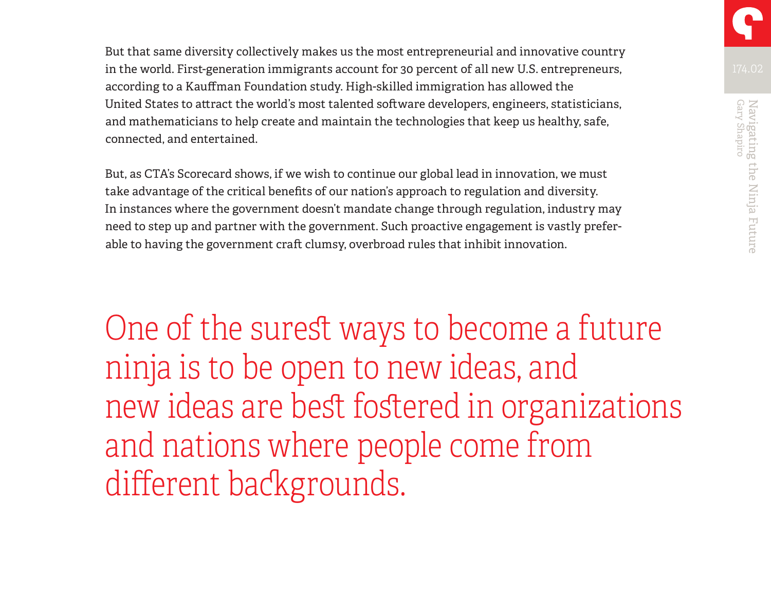But that same diversity collectively makes us the most entrepreneurial and innovative country in the world. First-generation immigrants account for 30 percent of all new U.S. entrepreneurs, according to a Kauffman Foundation study. High-skilled immigration has allowed the United States to attract the world's most talented software developers, engineers, statisticians, and mathematicians to help create and maintain the technologies that keep us healthy, safe, connected, and entertained.

But, as CTA's Scorecard shows, if we wish to continue our global lead in innovation, we must take advantage of the critical benefits of our nation's approach to regulation and diversity. In instances where the government doesn't mandate change through regulation, industry may need to step up and partner with the government. Such proactive engagement is vastly preferable to having the government craft clumsy, overbroad rules that inhibit innovation.

> One of the surest ways to become a future ninja is to be open to new ideas, and new ideas are best fostered in organizations and nations where people come from different backgrounds.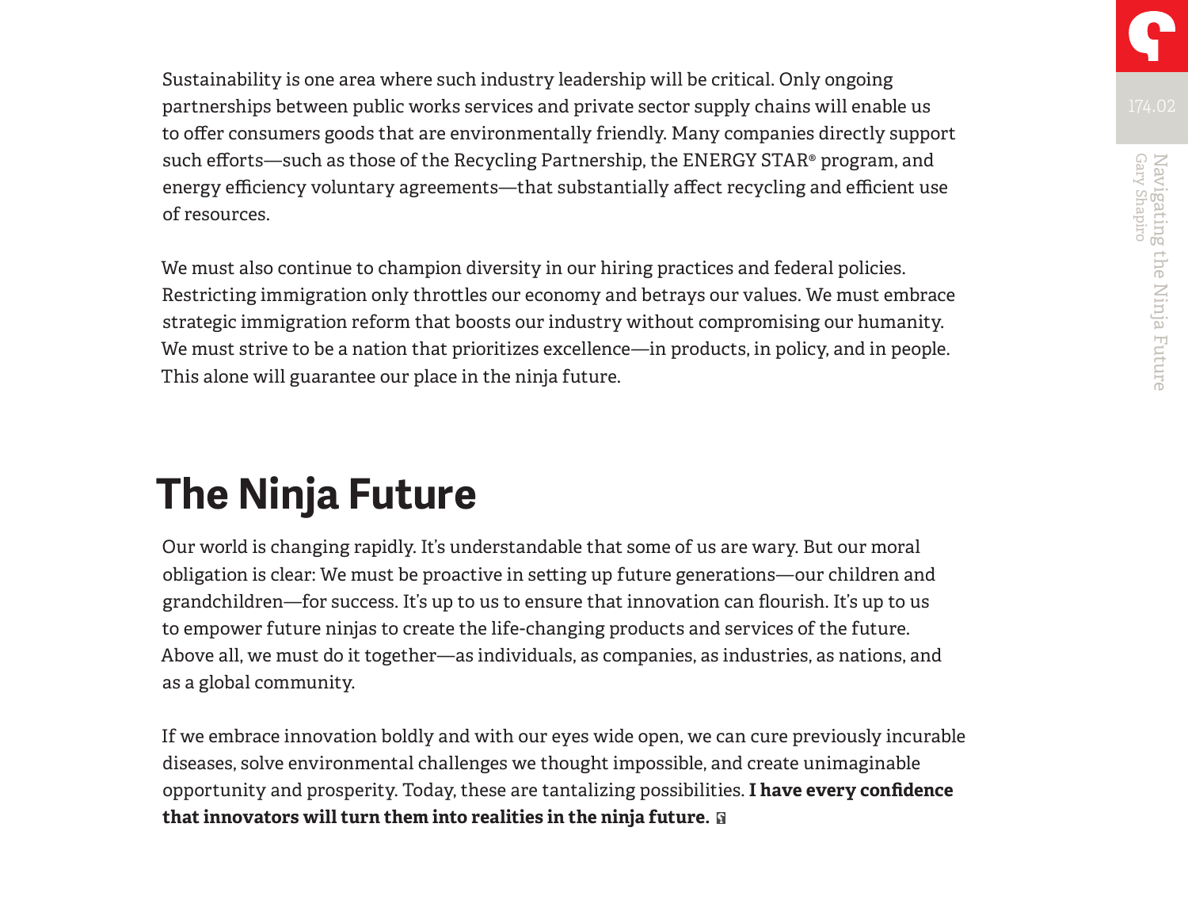Sustainability is one area where such industry leadership will be critical. Only ongoing partnerships between public works services and private sector supply chains will enable us to offer consumers goods that are environmentally friendly. Many companies directly support such efforts—such as those of the Recycling Partnership, the ENERGY STAR® program, and energy efficiency voluntary agreements—that substantially affect recycling and efficient use of resources.

We must also continue to champion diversity in our hiring practices and federal policies. Restricting immigration only throttles our economy and betrays our values. We must embrace strategic immigration reform that boosts our industry without compromising our humanity. We must strive to be a nation that prioritizes excellence—in products, in policy, and in people. This alone will guarantee our place in the ninja future.

## The Ninja Future

Our world is changing rapidly. It's understandable that some of us are wary. But our moral obligation is clear: We must be proactive in setting up future generations—our children and grandchildren—for success. It's up to us to ensure that innovation can flourish. It's up to us to empower future ninjas to create the life-changing products and services of the future. Above all, we must do it together—as individuals, as companies, as industries, as nations, and as a global community.

If we embrace innovation boldly and with our eyes wide open, we can cure previously incurable diseases, solve environmental challenges we thought impossible, and create unimaginable opportunity and prosperity. Today, these are tantalizing possibilities. **I have every confidence that innovators will turn them into realities in the ninja future.**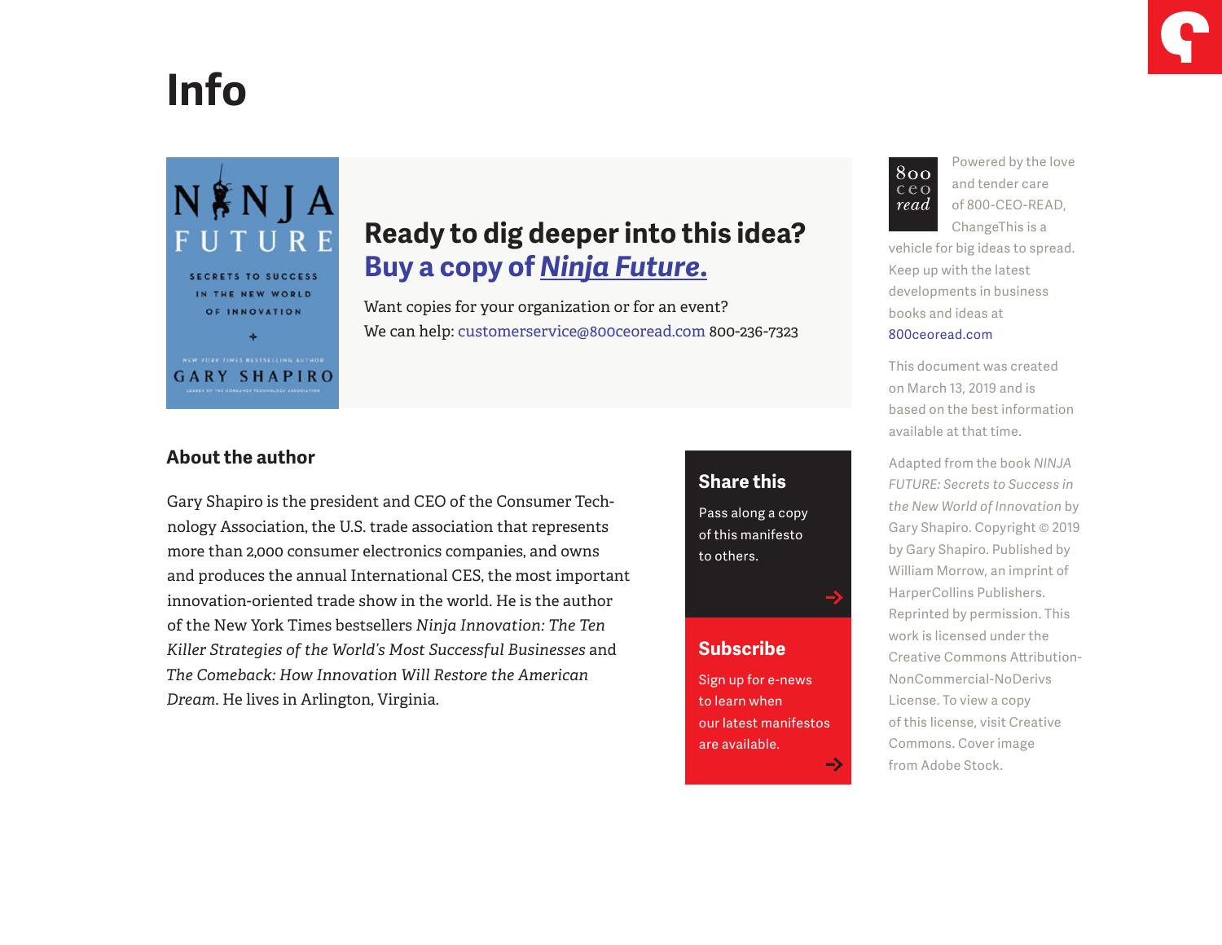# Info

## Ready to dig deeper into this idea?
## Buy a copy of *Ninja Future.*

Want copies for your organization or for an event?
We can help: customerservice@800ceoread.com 800-236-7323

### About the author

Gary Shapiro is the president and CEO of the Consumer Technology Association, the U.S. trade association that represents more than 2,000 consumer electronics companies, and owns and produces the annual International CES, the most important innovation-oriented trade show in the world. He is the author of the New York Times bestsellers *Ninja Innovation: The Ten Killer Strategies of the World's Most Successful Businesses* and *The Comeback: How Innovation Will Restore the American Dream*. He lives in Arlington, Virginia.

**Share this**

Pass along a copy of this manifesto to others.

**Subscribe**

Sign up for e-news to learn when our latest manifestos are available.

Powered by the love and tender care of 800-CEO-READ, ChangeThis is a vehicle for big ideas to spread. Keep up with the latest developments in business books and ideas at 800ceoread.com

This document was created on March 13, 2019 and is based on the best information available at that time.

Adapted from the book *NINJA FUTURE: Secrets to Success in the New World of Innovation* by Gary Shapiro. Copyright © 2019 by Gary Shapiro. Published by William Morrow, an imprint of HarperCollins Publishers. Reprinted by permission. This work is licensed under the Creative Commons Attribution-NonCommercial-NoDerivs License. To view a copy of this license, visit Creative Commons. Cover image from Adobe Stock.